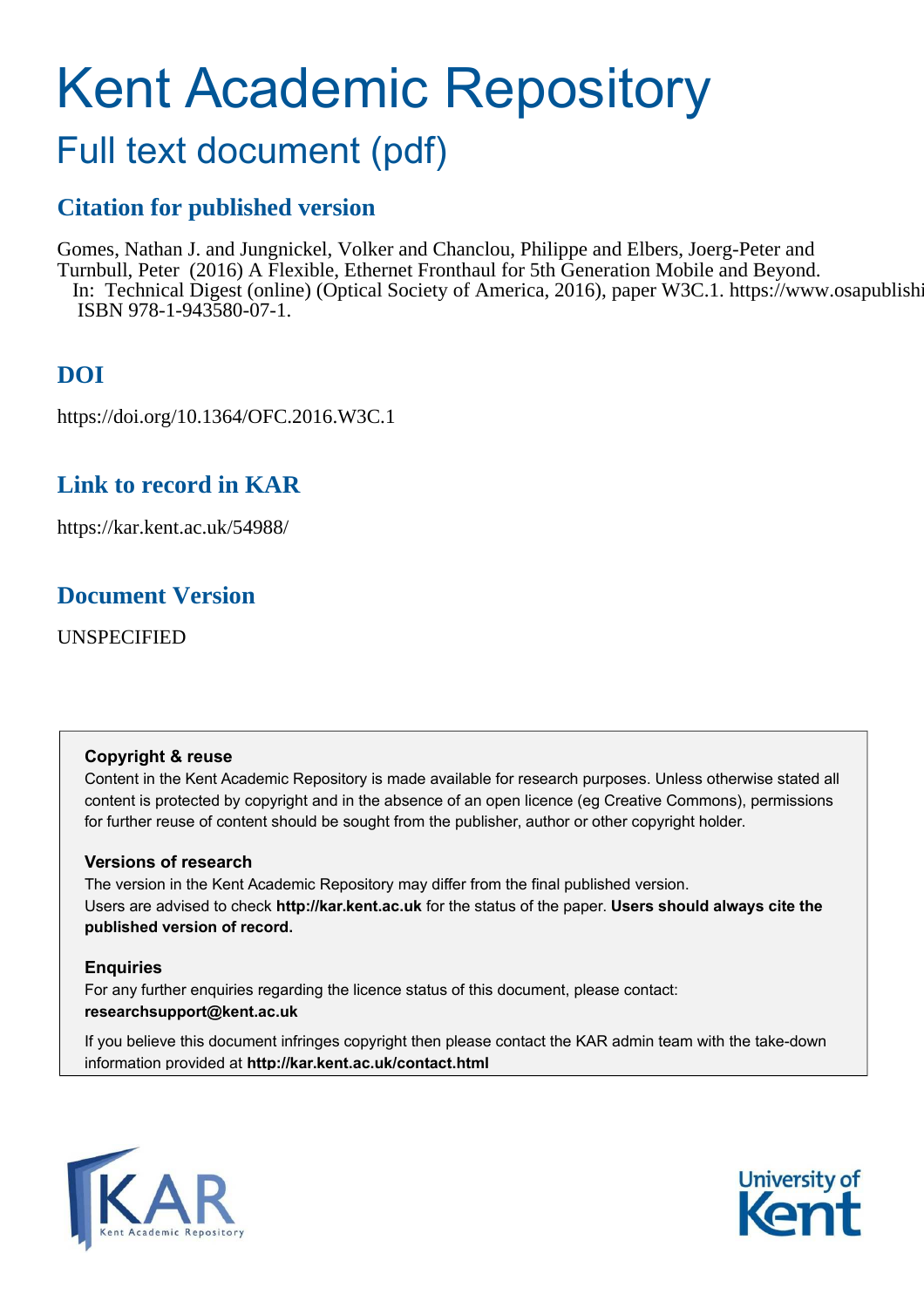# Kent Academic Repository

## Full text document (pdf)

### Citation for published version

Gomes, Nathan J. and Jungnickel, Volker and Chanclou, Philippe and Elbers, Joerg-Peter and Turnbull, Peter (2016) A Flexible, Ethernet Fronthaul for 5th Generation Mobile and Beyond. In: Technical Digest (online) (Optical Society of America, 2016), paper W3C.1. https://www.osapublishi ISBN 978-1-943580-07-1.

### DOI

https://doi.org/10.1364/OFC.2016.W3C.1

### Link to record in KAR

https://kar.kent.ac.uk/54988/

### Document Version

UNSPECIFIED

**Copyright & reuse**

Content in the Kent Academic Repository is made available for research purposes. Unless otherwise stated all content is protected by copyright and in the absence of an open licence (eg Creative Commons), permissions for further reuse of content should be sought from the publisher, author or other copyright holder.

**Versions of research**

The version in the Kent Academic Repository may differ from the final published version. Users are advised to check **http://kar.kent.ac.uk** for the status of the paper. **Users should always cite the published version of record.**

**Enquiries**

For any further enquiries regarding the licence status of this document, please contact: **researchsupport@kent.ac.uk**

If you believe this document infringes copyright then please contact the KAR admin team with the take-down information provided at **http://kar.kent.ac.uk/contact.html**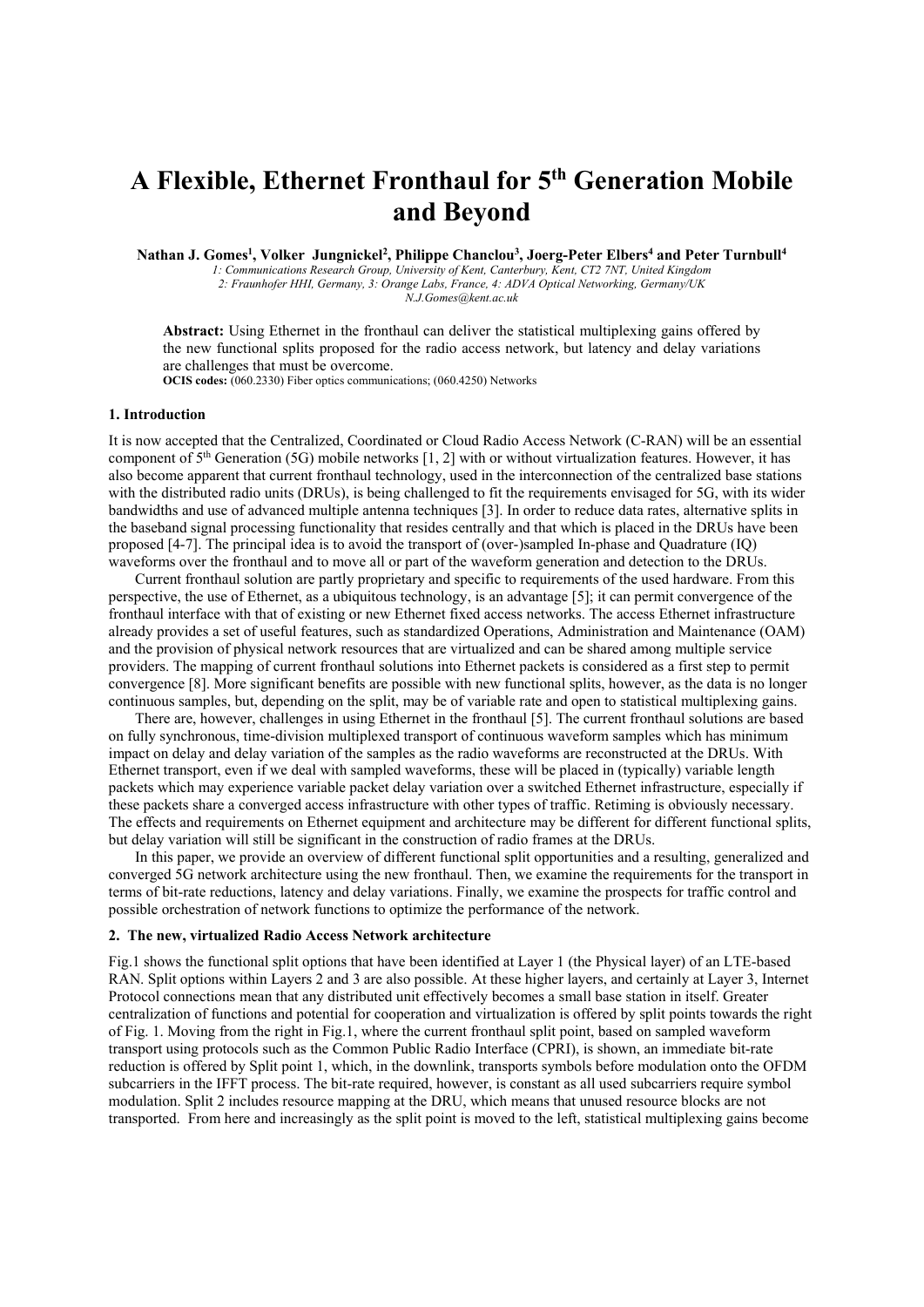# A Flexible, Ethernet Fronthaul for 5th Generation Mobile and Beyond

**Nathan J. Gomes[1], Volker Jungnickel[2], Philippe Chanclou[3], Joerg-Peter Elbers[4] and Peter Turnbull[4]**

*1: Communications Research Group, University of Kent, Canterbury, Kent, CT2 7NT, United Kingdom*
*2: Fraunhofer HHI, Germany, 3: Orange Labs, France, 4: ADVA Optical Networking, Germany/UK*
*N.J.Gomes@kent.ac.uk*

**Abstract:** Using Ethernet in the fronthaul can deliver the statistical multiplexing gains offered by the new functional splits proposed for the radio access network, but latency and delay variations are challenges that must be overcome.
**OCIS codes:** (060.2330) Fiber optics communications; (060.4250) Networks

## 1. Introduction

It is now accepted that the Centralized, Coordinated or Cloud Radio Access Network (C-RAN) will be an essential component of 5th Generation (5G) mobile networks [1, 2] with or without virtualization features. However, it has also become apparent that current fronthaul technology, used in the interconnection of the centralized base stations with the distributed radio units (DRUs), is being challenged to fit the requirements envisaged for 5G, with its wider bandwidths and use of advanced multiple antenna techniques [3]. In order to reduce data rates, alternative splits in the baseband signal processing functionality that resides centrally and that which is placed in the DRUs have been proposed [4-7]. The principal idea is to avoid the transport of (over-)sampled In-phase and Quadrature (IQ) waveforms over the fronthaul and to move all or part of the waveform generation and detection to the DRUs.

Current fronthaul solution are partly proprietary and specific to requirements of the used hardware. From this perspective, the use of Ethernet, as a ubiquitous technology, is an advantage [5]; it can permit convergence of the fronthaul interface with that of existing or new Ethernet fixed access networks. The access Ethernet infrastructure already provides a set of useful features, such as standardized Operations, Administration and Maintenance (OAM) and the provision of physical network resources that are virtualized and can be shared among multiple service providers. The mapping of current fronthaul solutions into Ethernet packets is considered as a first step to permit convergence [8]. More significant benefits are possible with new functional splits, however, as the data is no longer continuous samples, but, depending on the split, may be of variable rate and open to statistical multiplexing gains.

There are, however, challenges in using Ethernet in the fronthaul [5]. The current fronthaul solutions are based on fully synchronous, time-division multiplexed transport of continuous waveform samples which has minimum impact on delay and delay variation of the samples as the radio waveforms are reconstructed at the DRUs. With Ethernet transport, even if we deal with sampled waveforms, these will be placed in (typically) variable length packets which may experience variable packet delay variation over a switched Ethernet infrastructure, especially if these packets share a converged access infrastructure with other types of traffic. Retiming is obviously necessary. The effects and requirements on Ethernet equipment and architecture may be different for different functional splits, but delay variation will still be significant in the construction of radio frames at the DRUs.

In this paper, we provide an overview of different functional split opportunities and a resulting, generalized and converged 5G network architecture using the new fronthaul. Then, we examine the requirements for the transport in terms of bit-rate reductions, latency and delay variations. Finally, we examine the prospects for traffic control and possible orchestration of network functions to optimize the performance of the network.

## 2. The new, virtualized Radio Access Network architecture

Fig.1 shows the functional split options that have been identified at Layer 1 (the Physical layer) of an LTE-based RAN. Split options within Layers 2 and 3 are also possible. At these higher layers, and certainly at Layer 3, Internet Protocol connections mean that any distributed unit effectively becomes a small base station in itself. Greater centralization of functions and potential for cooperation and virtualization is offered by split points towards the right of Fig. 1. Moving from the right in Fig.1, where the current fronthaul split point, based on sampled waveform transport using protocols such as the Common Public Radio Interface (CPRI), is shown, an immediate bit-rate reduction is offered by Split point 1, which, in the downlink, transports symbols before modulation onto the OFDM subcarriers in the IFFT process. The bit-rate required, however, is constant as all used subcarriers require symbol modulation. Split 2 includes resource mapping at the DRU, which means that unused resource blocks are not transported. From here and increasingly as the split point is moved to the left, statistical multiplexing gains become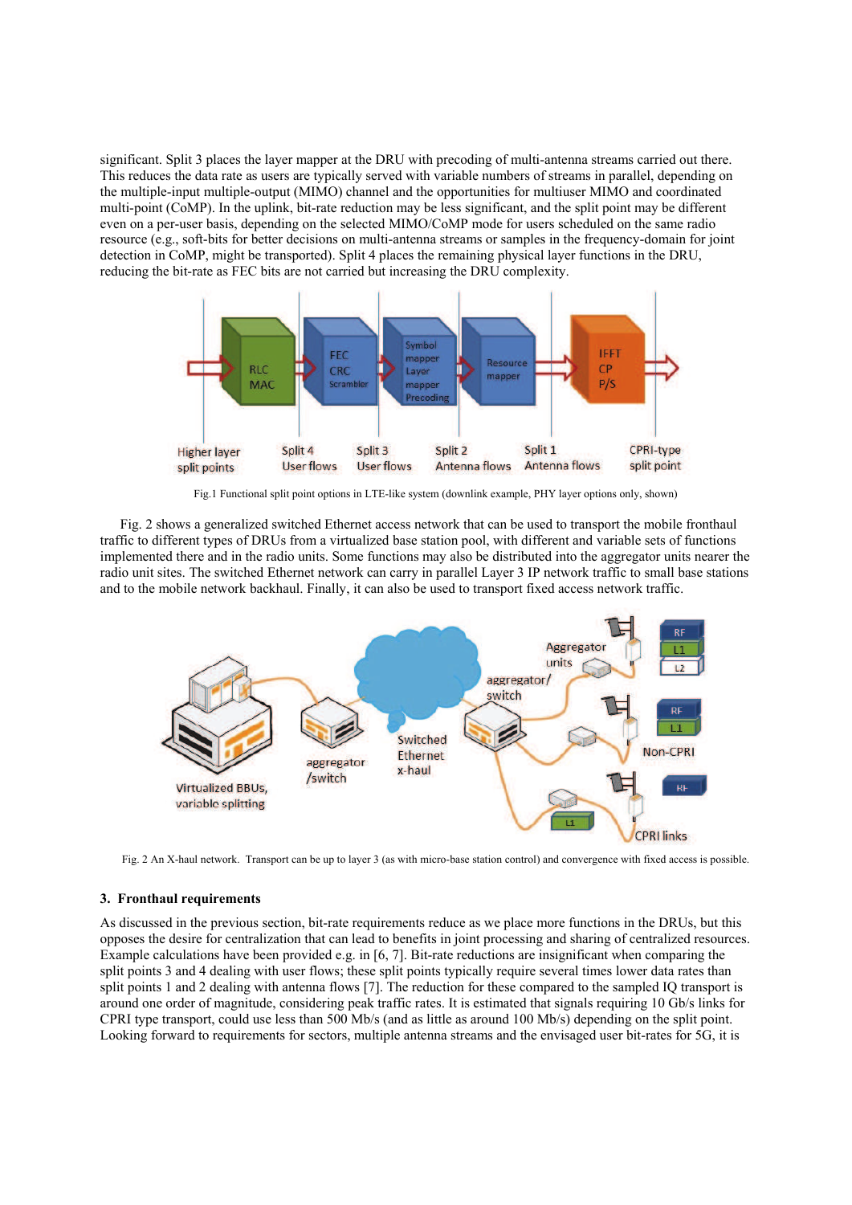significant. Split 3 places the layer mapper at the DRU with precoding of multi-antenna streams carried out there. This reduces the data rate as users are typically served with variable numbers of streams in parallel, depending on the multiple-input multiple-output (MIMO) channel and the opportunities for multiuser MIMO and coordinated multi-point (CoMP). In the uplink, bit-rate reduction may be less significant, and the split point may be different even on a per-user basis, depending on the selected MIMO/CoMP mode for users scheduled on the same radio resource (e.g., soft-bits for better decisions on multi-antenna streams or samples in the frequency-domain for joint detection in CoMP, might be transported). Split 4 places the remaining physical layer functions in the DRU, reducing the bit-rate as FEC bits are not carried but increasing the DRU complexity.

Fig.1 Functional split point options in LTE-like system (downlink example, PHY layer options only, shown)

Fig. 2 shows a generalized switched Ethernet access network that can be used to transport the mobile fronthaul traffic to different types of DRUs from a virtualized base station pool, with different and variable sets of functions implemented there and in the radio units. Some functions may also be distributed into the aggregator units nearer the radio unit sites. The switched Ethernet network can carry in parallel Layer 3 IP network traffic to small base stations and to the mobile network backhaul. Finally, it can also be used to transport fixed access network traffic.

Fig. 2 An X-haul network. Transport can be up to layer 3 (as with micro-base station control) and convergence with fixed access is possible.

### 3. Fronthaul requirements

As discussed in the previous section, bit-rate requirements reduce as we place more functions in the DRUs, but this opposes the desire for centralization that can lead to benefits in joint processing and sharing of centralized resources. Example calculations have been provided e.g. in [6, 7]. Bit-rate reductions are insignificant when comparing the split points 3 and 4 dealing with user flows; these split points typically require several times lower data rates than split points 1 and 2 dealing with antenna flows [7]. The reduction for these compared to the sampled IQ transport is around one order of magnitude, considering peak traffic rates. It is estimated that signals requiring 10 Gb/s links for CPRI type transport, could use less than 500 Mb/s (and as little as around 100 Mb/s) depending on the split point. Looking forward to requirements for sectors, multiple antenna streams and the envisaged user bit-rates for 5G, it is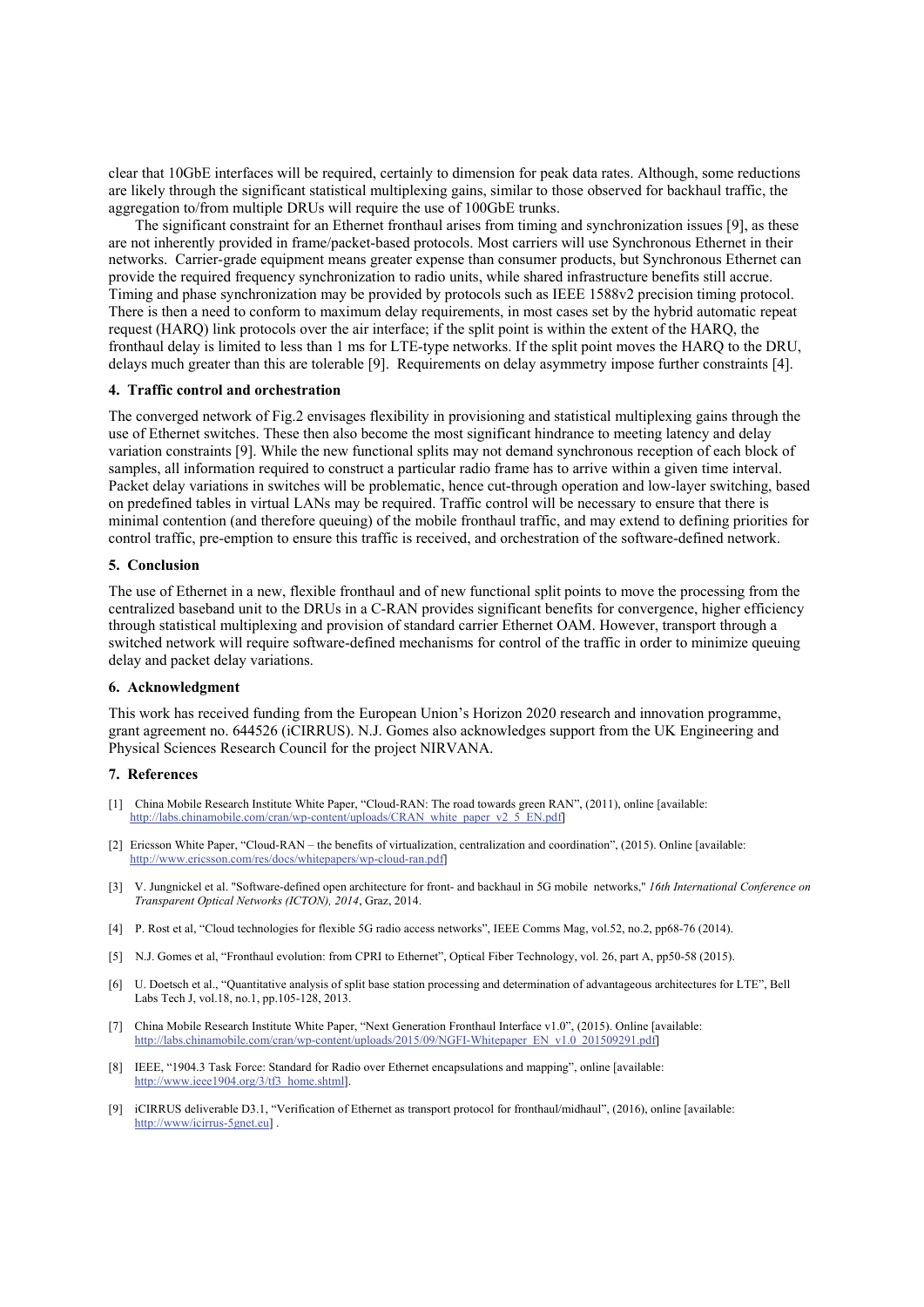clear that 10GbE interfaces will be required, certainly to dimension for peak data rates. Although, some reductions are likely through the significant statistical multiplexing gains, similar to those observed for backhaul traffic, the aggregation to/from multiple DRUs will require the use of 100GbE trunks.

The significant constraint for an Ethernet fronthaul arises from timing and synchronization issues [9], as these are not inherently provided in frame/packet-based protocols. Most carriers will use Synchronous Ethernet in their networks. Carrier-grade equipment means greater expense than consumer products, but Synchronous Ethernet can provide the required frequency synchronization to radio units, while shared infrastructure benefits still accrue. Timing and phase synchronization may be provided by protocols such as IEEE 1588v2 precision timing protocol. There is then a need to conform to maximum delay requirements, in most cases set by the hybrid automatic repeat request (HARQ) link protocols over the air interface; if the split point is within the extent of the HARQ, the fronthaul delay is limited to less than 1 ms for LTE-type networks. If the split point moves the HARQ to the DRU, delays much greater than this are tolerable [9]. Requirements on delay asymmetry impose further constraints [4].

## 4. Traffic control and orchestration

The converged network of Fig.2 envisages flexibility in provisioning and statistical multiplexing gains through the use of Ethernet switches. These then also become the most significant hindrance to meeting latency and delay variation constraints [9]. While the new functional splits may not demand synchronous reception of each block of samples, all information required to construct a particular radio frame has to arrive within a given time interval. Packet delay variations in switches will be problematic, hence cut-through operation and low-layer switching, based on predefined tables in virtual LANs may be required. Traffic control will be necessary to ensure that there is minimal contention (and therefore queuing) of the mobile fronthaul traffic, and may extend to defining priorities for control traffic, pre-emption to ensure this traffic is received, and orchestration of the software-defined network.

## 5. Conclusion

The use of Ethernet in a new, flexible fronthaul and of new functional split points to move the processing from the centralized baseband unit to the DRUs in a C-RAN provides significant benefits for convergence, higher efficiency through statistical multiplexing and provision of standard carrier Ethernet OAM. However, transport through a switched network will require software-defined mechanisms for control of the traffic in order to minimize queuing delay and packet delay variations.

## 6. Acknowledgment

This work has received funding from the European Union's Horizon 2020 research and innovation programme, grant agreement no. 644526 (iCIRRUS). N.J. Gomes also acknowledges support from the UK Engineering and Physical Sciences Research Council for the project NIRVANA.

## 7. References

[1] China Mobile Research Institute White Paper, "Cloud-RAN: The road towards green RAN", (2011), online [available: http://labs.chinamobile.com/cran/wp-content/uploads/CRAN_white_paper_v2_5_EN.pdf]

[2] Ericsson White Paper, "Cloud-RAN – the benefits of virtualization, centralization and coordination", (2015). Online [available: http://www.ericsson.com/res/docs/whitepapers/wp-cloud-ran.pdf]

[3] V. Jungnickel et al. "Software-defined open architecture for front- and backhaul in 5G mobile networks," *16th International Conference on Transparent Optical Networks (ICTON), 2014*, Graz, 2014.

[4] P. Rost et al, "Cloud technologies for flexible 5G radio access networks", IEEE Comms Mag, vol.52, no.2, pp68-76 (2014).

[5] N.J. Gomes et al, "Fronthaul evolution: from CPRI to Ethernet", Optical Fiber Technology, vol. 26, part A, pp50-58 (2015).

[6] U. Doetsch et al., "Quantitative analysis of split base station processing and determination of advantageous architectures for LTE", Bell Labs Tech J, vol.18, no.1, pp.105-128, 2013.

[7] China Mobile Research Institute White Paper, "Next Generation Fronthaul Interface v1.0", (2015). Online [available: http://labs.chinamobile.com/cran/wp-content/uploads/2015/09/NGFI-Whitepaper_EN_v1.0_201509291.pdf]

[8] IEEE, "1904.3 Task Force: Standard for Radio over Ethernet encapsulations and mapping", online [available: http://www.ieee1904.org/3/tf3_home.shtml].

[9] iCIRRUS deliverable D3.1, "Verification of Ethernet as transport protocol for fronthaul/midhaul", (2016), online [available: http://www/icirrus-5gnet.eu] .